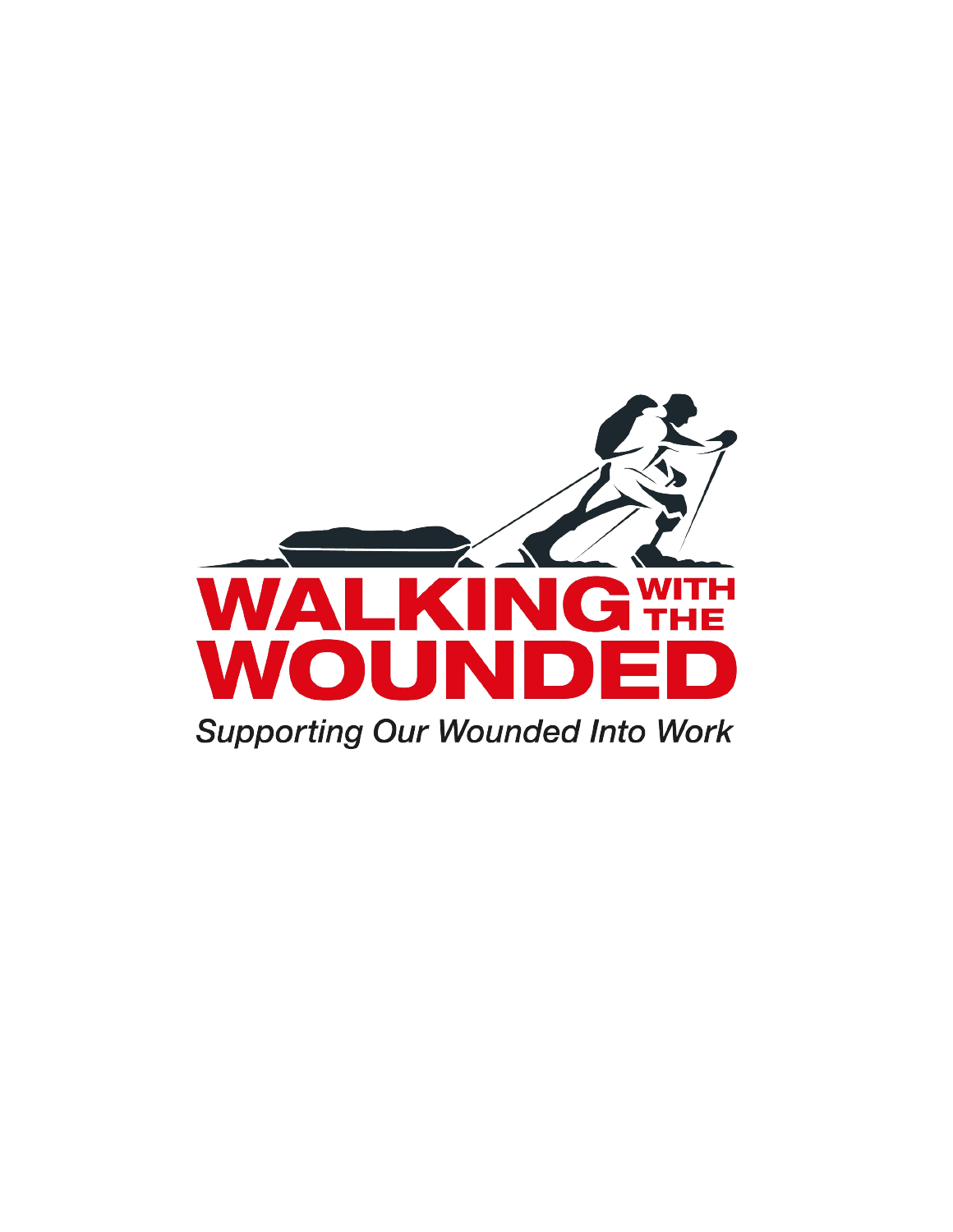# WALKING WITH THE WOUNDED

*Supporting Our Wounded Into Work*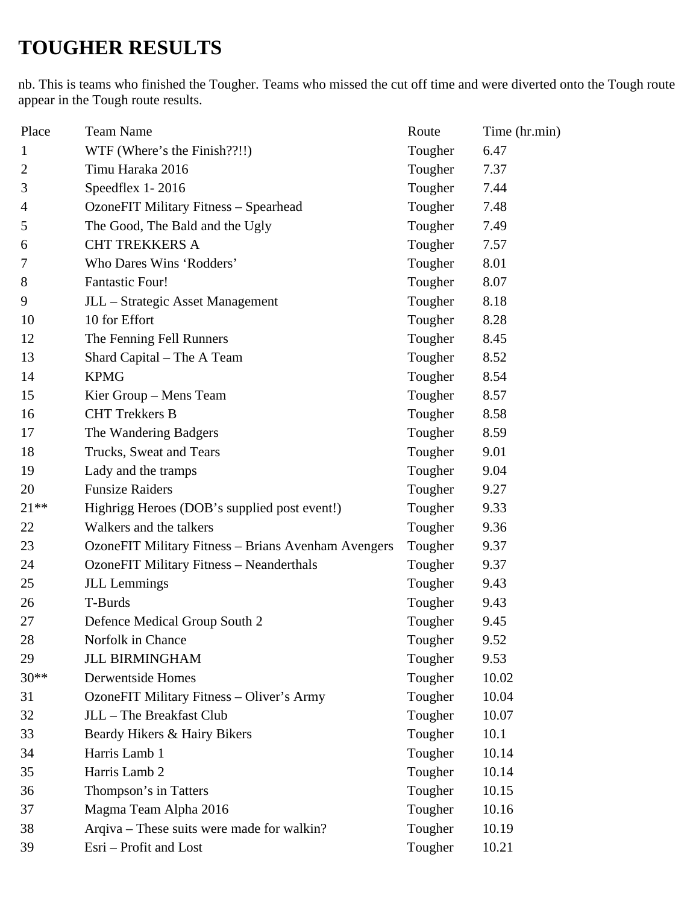# TOUGHER RESULTS

nb. This is teams who finished the Tougher. Teams who missed the cut off time and were diverted onto the Tough route appear in the Tough route results.

| Place | Team Name | Route | Time (hr.min) |
|---|---|---|---|
| 1 | WTF (Where's the Finish??!!) | Tougher | 6.47 |
| 2 | Timu Haraka 2016 | Tougher | 7.37 |
| 3 | Speedflex 1- 2016 | Tougher | 7.44 |
| 4 | OzoneFIT Military Fitness – Spearhead | Tougher | 7.48 |
| 5 | The Good, The Bald and the Ugly | Tougher | 7.49 |
| 6 | CHT TREKKERS A | Tougher | 7.57 |
| 7 | Who Dares Wins 'Rodders' | Tougher | 8.01 |
| 8 | Fantastic Four! | Tougher | 8.07 |
| 9 | JLL – Strategic Asset Management | Tougher | 8.18 |
| 10 | 10 for Effort | Tougher | 8.28 |
| 12 | The Fenning Fell Runners | Tougher | 8.45 |
| 13 | Shard Capital – The A Team | Tougher | 8.52 |
| 14 | KPMG | Tougher | 8.54 |
| 15 | Kier Group – Mens Team | Tougher | 8.57 |
| 16 | CHT Trekkers B | Tougher | 8.58 |
| 17 | The Wandering Badgers | Tougher | 8.59 |
| 18 | Trucks, Sweat and Tears | Tougher | 9.01 |
| 19 | Lady and the tramps | Tougher | 9.04 |
| 20 | Funsize Raiders | Tougher | 9.27 |
| 21** | Highrigg Heroes (DOB's supplied post event!) | Tougher | 9.33 |
| 22 | Walkers and the talkers | Tougher | 9.36 |
| 23 | OzoneFIT Military Fitness – Brians Avenham Avengers | Tougher | 9.37 |
| 24 | OzoneFIT Military Fitness – Neanderthals | Tougher | 9.37 |
| 25 | JLL Lemmings | Tougher | 9.43 |
| 26 | T-Burds | Tougher | 9.43 |
| 27 | Defence Medical Group South 2 | Tougher | 9.45 |
| 28 | Norfolk in Chance | Tougher | 9.52 |
| 29 | JLL BIRMINGHAM | Tougher | 9.53 |
| 30** | Derwentside Homes | Tougher | 10.02 |
| 31 | OzoneFIT Military Fitness – Oliver's Army | Tougher | 10.04 |
| 32 | JLL – The Breakfast Club | Tougher | 10.07 |
| 33 | Beardy Hikers & Hairy Bikers | Tougher | 10.1 |
| 34 | Harris Lamb 1 | Tougher | 10.14 |
| 35 | Harris Lamb 2 | Tougher | 10.14 |
| 36 | Thompson's in Tatters | Tougher | 10.15 |
| 37 | Magma Team Alpha 2016 | Tougher | 10.16 |
| 38 | Arqiva – These suits were made for walkin? | Tougher | 10.19 |
| 39 | Esri – Profit and Lost | Tougher | 10.21 |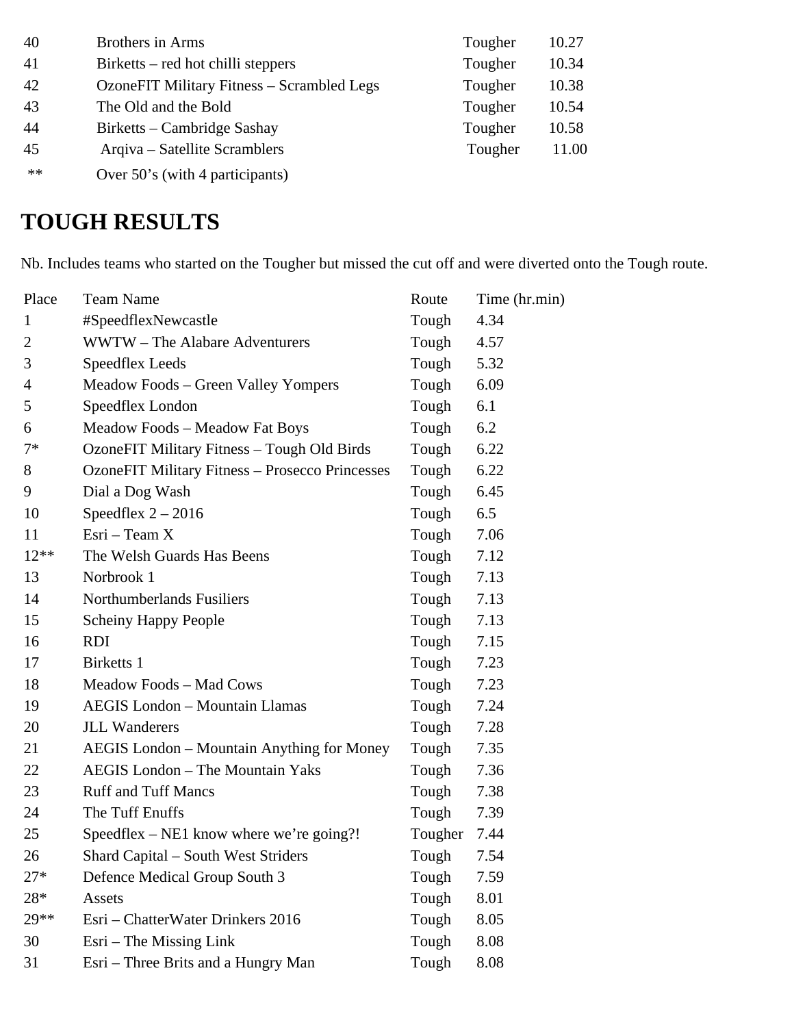| | | | |
|---|---|---|---|
| 40 | Brothers in Arms | Tougher | 10.27 |
| 41 | Birketts – red hot chilli steppers | Tougher | 10.34 |
| 42 | OzoneFIT Military Fitness – Scrambled Legs | Tougher | 10.38 |
| 43 | The Old and the Bold | Tougher | 10.54 |
| 44 | Birketts – Cambridge Sashay | Tougher | 10.58 |
| 45 | Arqiva – Satellite Scramblers | Tougher | 11.00 |
| ** | Over 50's (with 4 participants) | | |

# TOUGH RESULTS

Nb. Includes teams who started on the Tougher but missed the cut off and were diverted onto the Tough route.

| Place | Team Name | Route | Time (hr.min) |
|---|---|---|---|
| 1 | #SpeedflexNewcastle | Tough | 4.34 |
| 2 | WWTW – The Alabare Adventurers | Tough | 4.57 |
| 3 | Speedflex Leeds | Tough | 5.32 |
| 4 | Meadow Foods – Green Valley Yompers | Tough | 6.09 |
| 5 | Speedflex London | Tough | 6.1 |
| 6 | Meadow Foods – Meadow Fat Boys | Tough | 6.2 |
| 7* | OzoneFIT Military Fitness – Tough Old Birds | Tough | 6.22 |
| 8 | OzoneFIT Military Fitness – Prosecco Princesses | Tough | 6.22 |
| 9 | Dial a Dog Wash | Tough | 6.45 |
| 10 | Speedflex 2 – 2016 | Tough | 6.5 |
| 11 | Esri – Team X | Tough | 7.06 |
| 12** | The Welsh Guards Has Beens | Tough | 7.12 |
| 13 | Norbrook 1 | Tough | 7.13 |
| 14 | Northumberlands Fusiliers | Tough | 7.13 |
| 15 | Scheiny Happy People | Tough | 7.13 |
| 16 | RDI | Tough | 7.15 |
| 17 | Birketts 1 | Tough | 7.23 |
| 18 | Meadow Foods – Mad Cows | Tough | 7.23 |
| 19 | AEGIS London – Mountain Llamas | Tough | 7.24 |
| 20 | JLL Wanderers | Tough | 7.28 |
| 21 | AEGIS London – Mountain Anything for Money | Tough | 7.35 |
| 22 | AEGIS London – The Mountain Yaks | Tough | 7.36 |
| 23 | Ruff and Tuff Mancs | Tough | 7.38 |
| 24 | The Tuff Enuffs | Tough | 7.39 |
| 25 | Speedflex – NE1 know where we're going?! | Tougher | 7.44 |
| 26 | Shard Capital – South West Striders | Tough | 7.54 |
| 27* | Defence Medical Group South 3 | Tough | 7.59 |
| 28* | Assets | Tough | 8.01 |
| 29** | Esri – ChatterWater Drinkers 2016 | Tough | 8.05 |
| 30 | Esri – The Missing Link | Tough | 8.08 |
| 31 | Esri – Three Brits and a Hungry Man | Tough | 8.08 |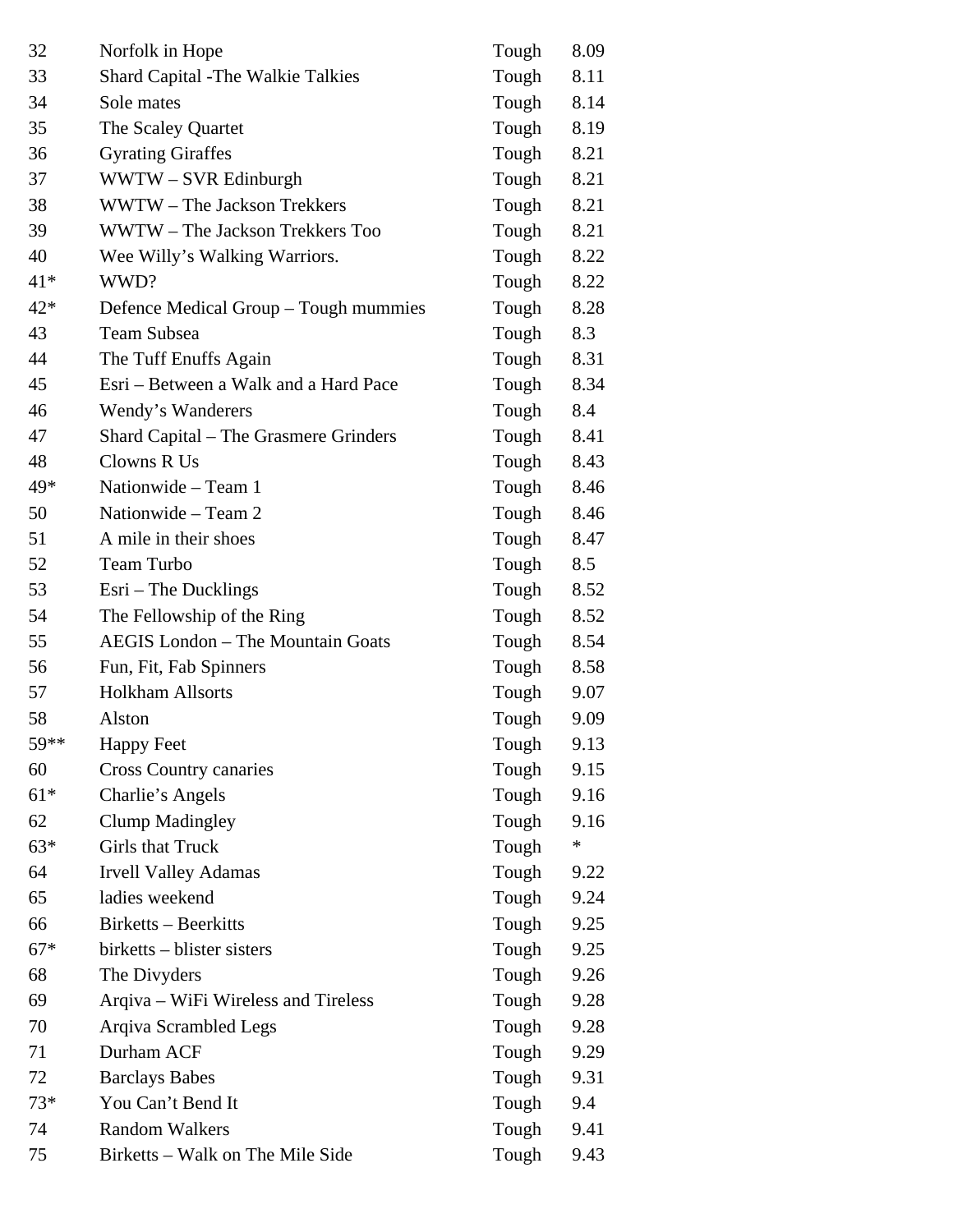| | | | |
|---|---|---|---|
| 32 | Norfolk in Hope | Tough | 8.09 |
| 33 | Shard Capital -The Walkie Talkies | Tough | 8.11 |
| 34 | Sole mates | Tough | 8.14 |
| 35 | The Scaley Quartet | Tough | 8.19 |
| 36 | Gyrating Giraffes | Tough | 8.21 |
| 37 | WWTW – SVR Edinburgh | Tough | 8.21 |
| 38 | WWTW – The Jackson Trekkers | Tough | 8.21 |
| 39 | WWTW – The Jackson Trekkers Too | Tough | 8.21 |
| 40 | Wee Willy’s Walking Warriors. | Tough | 8.22 |
| 41* | WWD? | Tough | 8.22 |
| 42* | Defence Medical Group – Tough mummies | Tough | 8.28 |
| 43 | Team Subsea | Tough | 8.3 |
| 44 | The Tuff Enuffs Again | Tough | 8.31 |
| 45 | Esri – Between a Walk and a Hard Pace | Tough | 8.34 |
| 46 | Wendy’s Wanderers | Tough | 8.4 |
| 47 | Shard Capital – The Grasmere Grinders | Tough | 8.41 |
| 48 | Clowns R Us | Tough | 8.43 |
| 49* | Nationwide – Team 1 | Tough | 8.46 |
| 50 | Nationwide – Team 2 | Tough | 8.46 |
| 51 | A mile in their shoes | Tough | 8.47 |
| 52 | Team Turbo | Tough | 8.5 |
| 53 | Esri – The Ducklings | Tough | 8.52 |
| 54 | The Fellowship of the Ring | Tough | 8.52 |
| 55 | AEGIS London – The Mountain Goats | Tough | 8.54 |
| 56 | Fun, Fit, Fab Spinners | Tough | 8.58 |
| 57 | Holkham Allsorts | Tough | 9.07 |
| 58 | Alston | Tough | 9.09 |
| 59** | Happy Feet | Tough | 9.13 |
| 60 | Cross Country canaries | Tough | 9.15 |
| 61* | Charlie’s Angels | Tough | 9.16 |
| 62 | Clump Madingley | Tough | 9.16 |
| 63* | Girls that Truck | Tough | * |
| 64 | Irvell Valley Adamas | Tough | 9.22 |
| 65 | ladies weekend | Tough | 9.24 |
| 66 | Birketts – Beerkitts | Tough | 9.25 |
| 67* | birketts – blister sisters | Tough | 9.25 |
| 68 | The Divyders | Tough | 9.26 |
| 69 | Arqiva – WiFi Wireless and Tireless | Tough | 9.28 |
| 70 | Arqiva Scrambled Legs | Tough | 9.28 |
| 71 | Durham ACF | Tough | 9.29 |
| 72 | Barclays Babes | Tough | 9.31 |
| 73* | You Can’t Bend It | Tough | 9.4 |
| 74 | Random Walkers | Tough | 9.41 |
| 75 | Birketts – Walk on The Mile Side | Tough | 9.43 |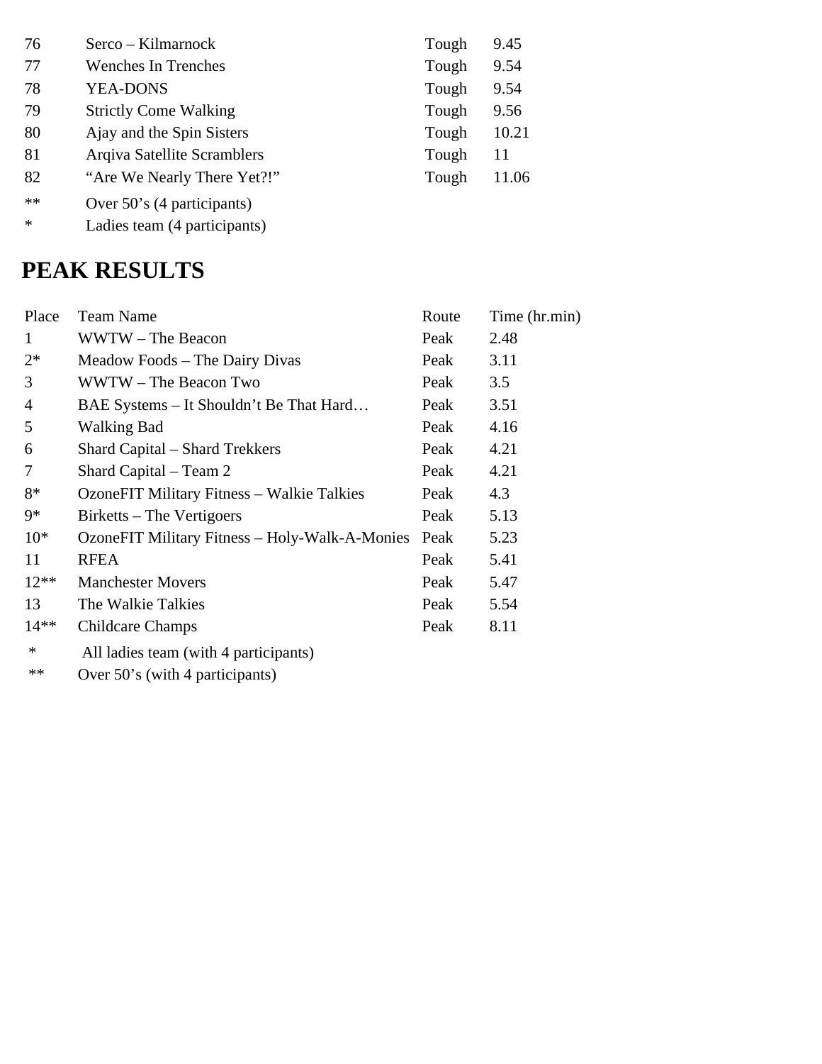| | | | |
|---|---|---|---|
| 76 | Serco – Kilmarnock | Tough | 9.45 |
| 77 | Wenches In Trenches | Tough | 9.54 |
| 78 | YEA-DONS | Tough | 9.54 |
| 79 | Strictly Come Walking | Tough | 9.56 |
| 80 | Ajay and the Spin Sisters | Tough | 10.21 |
| 81 | Arqiva Satellite Scramblers | Tough | 11 |
| 82 | “Are We Nearly There Yet?!” | Tough | 11.06 |

** Over 50’s (4 participants)

* Ladies team (4 participants)

## PEAK RESULTS

| Place | Team Name | Route | Time (hr.min) |
|---|---|---|---|
| 1 | WWTW – The Beacon | Peak | 2.48 |
| 2* | Meadow Foods – The Dairy Divas | Peak | 3.11 |
| 3 | WWTW – The Beacon Two | Peak | 3.5 |
| 4 | BAE Systems – It Shouldn’t Be That Hard… | Peak | 3.51 |
| 5 | Walking Bad | Peak | 4.16 |
| 6 | Shard Capital – Shard Trekkers | Peak | 4.21 |
| 7 | Shard Capital – Team 2 | Peak | 4.21 |
| 8* | OzoneFIT Military Fitness – Walkie Talkies | Peak | 4.3 |
| 9* | Birketts – The Vertigoers | Peak | 5.13 |
| 10* | OzoneFIT Military Fitness – Holy-Walk-A-Monies | Peak | 5.23 |
| 11 | RFEA | Peak | 5.41 |
| 12** | Manchester Movers | Peak | 5.47 |
| 13 | The Walkie Talkies | Peak | 5.54 |
| 14** | Childcare Champs | Peak | 8.11 |

* All ladies team (with 4 participants)

** Over 50’s (with 4 participants)